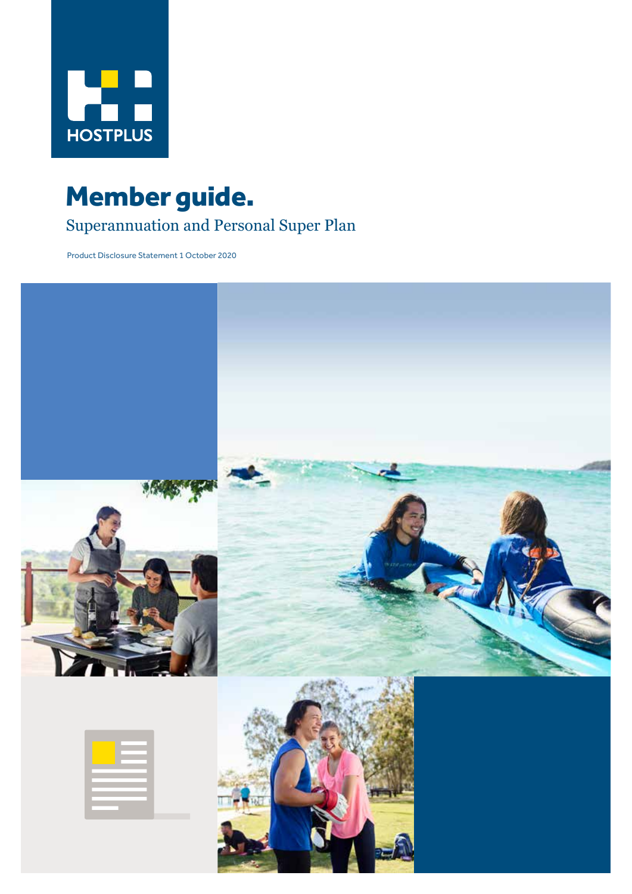HOSTPLUS

# Member guide.

## Superannuation and Personal Super Plan

Product Disclosure Statement 1 October 2020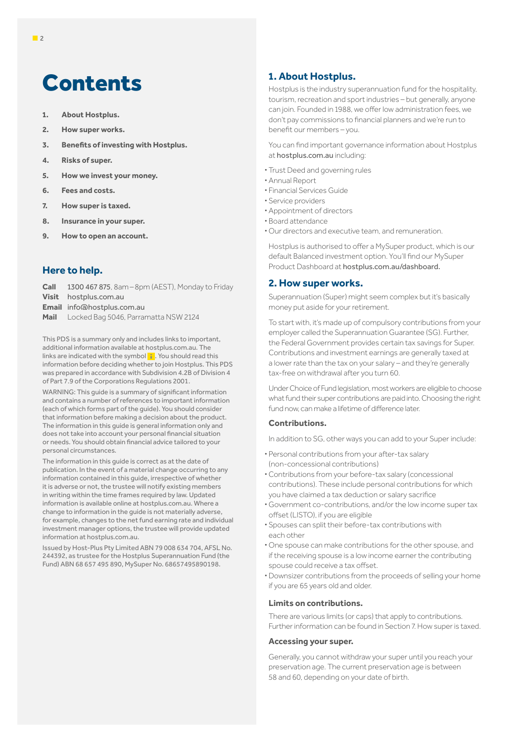# Contents

1. **About Hostplus.**
2. **How super works.**
3. **Benefits of investing with Hostplus.**
4. **Risks of super.**
5. **How we invest your money.**
6. **Fees and costs.**
7. **How super is taxed.**
8. **Insurance in your super.**
9. **How to open an account.**

## Here to help.

**Call** 1300 467 875, 8am – 8pm (AEST), Monday to Friday
**Visit** hostplus.com.au
**Email** info@hostplus.com.au
**Mail** Locked Bag 5046, Parramatta NSW 2124

This PDS is a summary only and includes links to important, additional information available at hostplus.com.au. The links are indicated with the symbol i. You should read this information before deciding whether to join Hostplus. This PDS was prepared in accordance with Subdivision 4.2B of Division 4 of Part 7.9 of the Corporations Regulations 2001.

WARNING: This guide is a summary of significant information and contains a number of references to important information (each of which forms part of the guide). You should consider that information before making a decision about the product. The information in this guide is general information only and does not take into account your personal financial situation or needs. You should obtain financial advice tailored to your personal circumstances.

The information in this guide is correct as at the date of publication. In the event of a material change occurring to any information contained in this guide, irrespective of whether it is adverse or not, the trustee will notify existing members in writing within the time frames required by law. Updated information is available online at hostplus.com.au. Where a change to information in the guide is not materially adverse, for example, changes to the net fund earning rate and individual investment manager options, the trustee will provide updated information at hostplus.com.au.

Issued by Host-Plus Pty Limited ABN 79 008 634 704, AFSL No. 244392, as trustee for the Hostplus Superannuation Fund (the Fund) ABN 68 657 495 890, MySuper No. 68657495890198.

## 1. About Hostplus.

Hostplus is the industry superannuation fund for the hospitality, tourism, recreation and sport industries – but generally, anyone can join. Founded in 1988, we offer low administration fees, we don't pay commissions to financial planners and we're run to benefit our members – you.

You can find important governance information about Hostplus at hostplus.com.au including:

- Trust Deed and governing rules
- Annual Report
- Financial Services Guide
- Service providers
- Appointment of directors
- Board attendance
- Our directors and executive team, and remuneration.

Hostplus is authorised to offer a MySuper product, which is our default Balanced investment option. You'll find our MySuper Product Dashboard at hostplus.com.au/dashboard.

## 2. How super works.

Superannuation (Super) might seem complex but it's basically money put aside for your retirement.

To start with, it's made up of compulsory contributions from your employer called the Superannuation Guarantee (SG). Further, the Federal Government provides certain tax savings for Super. Contributions and investment earnings are generally taxed at a lower rate than the tax on your salary – and they're generally tax-free on withdrawal after you turn 60.

Under Choice of Fund legislation, most workers are eligible to choose what fund their super contributions are paid into. Choosing the right fund now, can make a lifetime of difference later.

### Contributions.

In addition to SG, other ways you can add to your Super include:

- Personal contributions from your after-tax salary (non-concessional contributions)
- Contributions from your before-tax salary (concessional contributions). These include personal contributions for which you have claimed a tax deduction or salary sacrifice
- Government co-contributions, and/or the low income super tax offset (LISTO), if you are eligible
- Spouses can split their before-tax contributions with each other
- One spouse can make contributions for the other spouse, and if the receiving spouse is a low income earner the contributing spouse could receive a tax offset.
- Downsizer contributions from the proceeds of selling your home if you are 65 years old and older.

### Limits on contributions.

There are various limits (or caps) that apply to contributions. Further information can be found in Section 7. How super is taxed.

### Accessing your super.

Generally, you cannot withdraw your super until you reach your preservation age. The current preservation age is between 58 and 60, depending on your date of birth.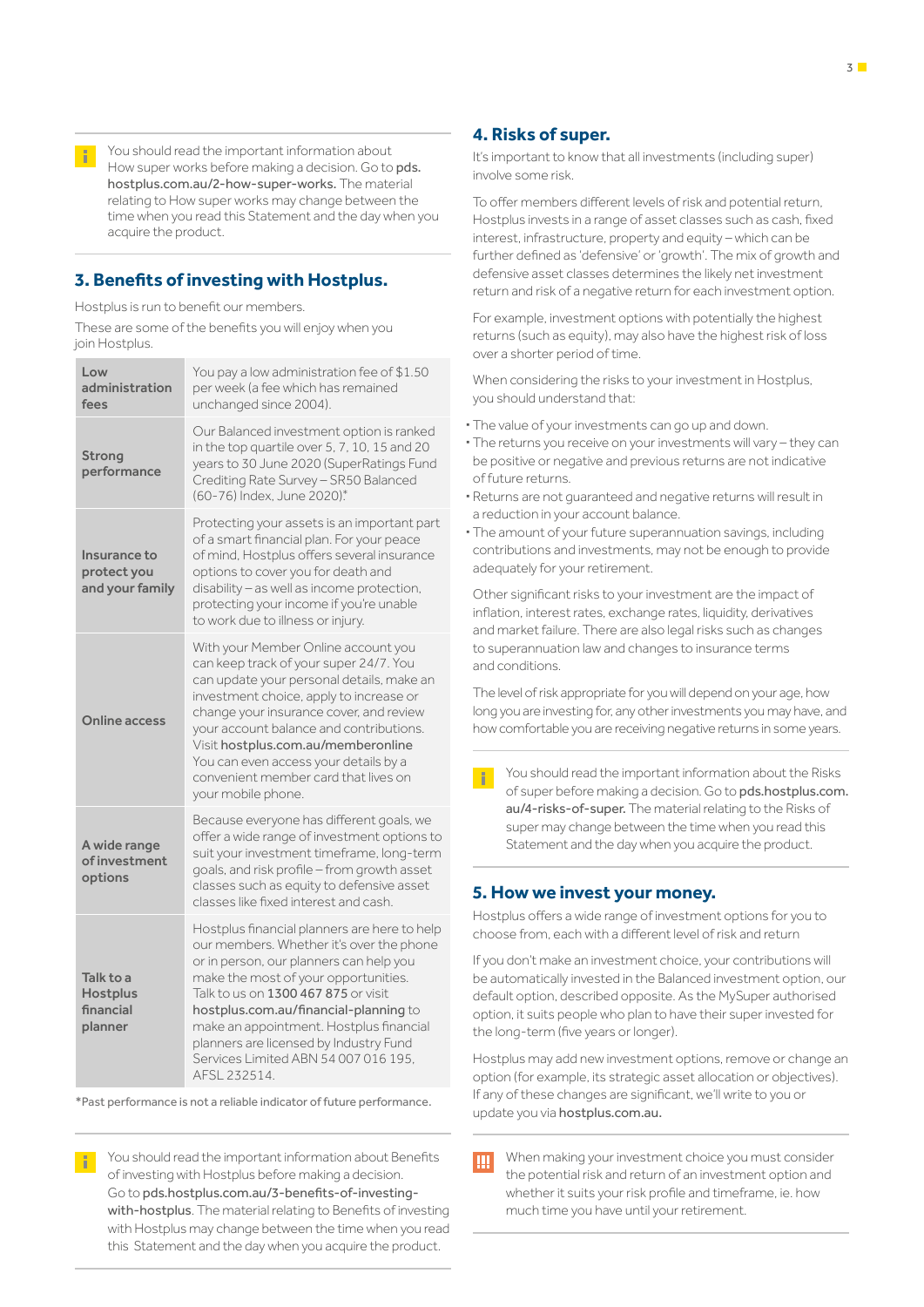You should read the important information about How super works before making a decision. Go to pds.hostplus.com.au/2-how-super-works. The material relating to How super works may change between the time when you read this Statement and the day when you acquire the product.

## 3. Benefits of investing with Hostplus.

Hostplus is run to benefit our members.

These are some of the benefits you will enjoy when you join Hostplus.

| | |
|---|---|
| **Low administration fees** | You pay a low administration fee of $1.50 per week (a fee which has remained unchanged since 2004). |
| **Strong performance** | Our Balanced investment option is ranked in the top quartile over 5, 7, 10, 15 and 20 years to 30 June 2020 (SuperRatings Fund Crediting Rate Survey – SR50 Balanced (60-76) Index, June 2020).* |
| **Insurance to protect you and your family** | Protecting your assets is an important part of a smart financial plan. For your peace of mind, Hostplus offers several insurance options to cover you for death and disability – as well as income protection, protecting your income if you're unable to work due to illness or injury. |
| **Online access** | With your Member Online account you can keep track of your super 24/7. You can update your personal details, make an investment choice, apply to increase or change your insurance cover, and review your account balance and contributions. Visit hostplus.com.au/memberonline You can even access your details by a convenient member card that lives on your mobile phone. |
| **A wide range of investment options** | Because everyone has different goals, we offer a wide range of investment options to suit your investment timeframe, long-term goals, and risk profile – from growth asset classes such as equity to defensive asset classes like fixed interest and cash. |
| **Talk to a Hostplus financial planner** | Hostplus financial planners are here to help our members. Whether it's over the phone or in person, our planners can help you make the most of your opportunities. Talk to us on 1300 467 875 or visit hostplus.com.au/financial-planning to make an appointment. Hostplus financial planners are licensed by Industry Fund Services Limited ABN 54 007 016 195, AFSL 232514. |

*Past performance is not a reliable indicator of future performance.

You should read the important information about Benefits of investing with Hostplus before making a decision. Go to pds.hostplus.com.au/3-benefits-of-investing-with-hostplus. The material relating to Benefits of investing with Hostplus may change between the time when you read this Statement and the day when you acquire the product.

## 4. Risks of super.

It's important to know that all investments (including super) involve some risk.

To offer members different levels of risk and potential return, Hostplus invests in a range of asset classes such as cash, fixed interest, infrastructure, property and equity – which can be further defined as 'defensive' or 'growth'. The mix of growth and defensive asset classes determines the likely net investment return and risk of a negative return for each investment option.

For example, investment options with potentially the highest returns (such as equity), may also have the highest risk of loss over a shorter period of time.

When considering the risks to your investment in Hostplus, you should understand that:

- The value of your investments can go up and down.
- The returns you receive on your investments will vary – they can be positive or negative and previous returns are not indicative of future returns.
- Returns are not guaranteed and negative returns will result in a reduction in your account balance.
- The amount of your future superannuation savings, including contributions and investments, may not be enough to provide adequately for your retirement.

Other significant risks to your investment are the impact of inflation, interest rates, exchange rates, liquidity, derivatives and market failure. There are also legal risks such as changes to superannuation law and changes to insurance terms and conditions.

The level of risk appropriate for you will depend on your age, how long you are investing for, any other investments you may have, and how comfortable you are receiving negative returns in some years.

You should read the important information about the Risks of super before making a decision. Go to pds.hostplus.com.au/4-risks-of-super. The material relating to the Risks of super may change between the time when you read this Statement and the day when you acquire the product.

## 5. How we invest your money.

Hostplus offers a wide range of investment options for you to choose from, each with a different level of risk and return

If you don't make an investment choice, your contributions will be automatically invested in the Balanced investment option, our default option, described opposite. As the MySuper authorised option, it suits people who plan to have their super invested for the long-term (five years or longer).

Hostplus may add new investment options, remove or change an option (for example, its strategic asset allocation or objectives). If any of these changes are significant, we'll write to you or update you via hostplus.com.au.

When making your investment choice you must consider the potential risk and return of an investment option and whether it suits your risk profile and timeframe, ie. how much time you have until your retirement.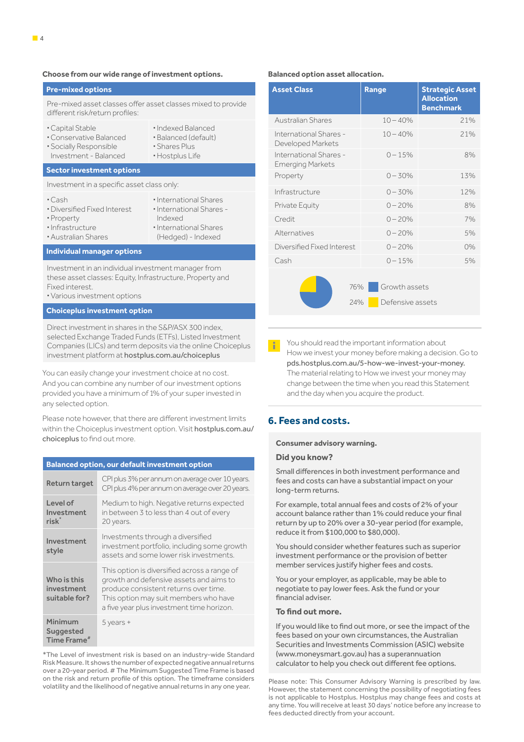**Choose from our wide range of investment options.**

| Pre-mixed options | |
|---|---|
| Pre-mixed asset classes offer asset classes mixed to provide different risk/return profiles: | |
| • Capital Stable<br>• Conservative Balanced<br>• Socially Responsible Investment - Balanced | • Indexed Balanced<br>• Balanced (default)<br>• Shares Plus<br>• Hostplus Life |
| **Sector investment options** | |
| Investment in a specific asset class only: | |
| • Cash<br>• Diversified Fixed Interest<br>• Property<br>• Infrastructure<br>• Australian Shares | • International Shares<br>• International Shares - Indexed<br>• International Shares (Hedged) - Indexed |
| **Individual manager options** | |
| Investment in an individual investment manager from these asset classes: Equity, Infrastructure, Property and Fixed interest.<br>• Various investment options | |
| **Choiceplus investment option** | |
| Direct investment in shares in the S&P/ASX 300 index, selected Exchange Traded Funds (ETFs), Listed Investment Companies (LICs) and term deposits via the online Choiceplus investment platform at hostplus.com.au/choiceplus | |

You can easily change your investment choice at no cost. And you can combine any number of our investment options provided you have a minimum of 1% of your super invested in any selected option.

Please note however, that there are different investment limits within the Choiceplus investment option. Visit hostplus.com.au/choiceplus to find out more.

| Balanced option, our default investment option | |
|---|---|
| **Return target** | CPI plus 3% per annum on average over 10 years. CPI plus 4% per annum on average over 20 years. |
| **Level of Investment risk*** | Medium to high. Negative returns expected in between 3 to less than 4 out of every 20 years. |
| **Investment style** | Investments through a diversified investment portfolio, including some growth assets and some lower risk investments. |
| **Who is this investment suitable for?** | This option is diversified across a range of growth and defensive assets and aims to produce consistent returns over time. This option may suit members who have a five year plus investment time horizon. |
| **Minimum Suggested Time Frame#** | 5 years + |

*The Level of investment risk is based on an industry-wide Standard Risk Measure. It shows the number of expected negative annual returns over a 20-year period. # The Minimum Suggested Time Frame is based on the risk and return profile of this option. The timeframe considers volatility and the likelihood of negative annual returns in any one year.

**Balanced option asset allocation.**

| Asset Class | Range | Strategic Asset Allocation Benchmark |
|---|---|---|
| Australian Shares | 10 – 40% | 21% |
| International Shares - Developed Markets | 10 – 40% | 21% |
| International Shares - Emerging Markets | 0 – 15% | 8% |
| Property | 0 – 30% | 13% |
| Infrastructure | 0 – 30% | 12% |
| Private Equity | 0 – 20% | 8% |
| Credit | 0 – 20% | 7% |
| Alternatives | 0 – 20% | 5% |
| Diversified Fixed Interest | 0 – 20% | 0% |
| Cash | 0 – 15% | 5% |

76% Growth assets

24% Defensive assets

You should read the important information about How we invest your money before making a decision. Go to pds.hostplus.com.au/5-how-we-invest-your-money. The material relating to How we invest your money may change between the time when you read this Statement and the day when you acquire the product.

## 6. Fees and costs.

**Consumer advisory warning.**

### Did you know?

Small differences in both investment performance and fees and costs can have a substantial impact on your long-term returns.

For example, total annual fees and costs of 2% of your account balance rather than 1% could reduce your final return by up to 20% over a 30-year period (for example, reduce it from $100,000 to $80,000).

You should consider whether features such as superior investment performance or the provision of better member services justify higher fees and costs.

You or your employer, as applicable, may be able to negotiate to pay lower fees. Ask the fund or your financial adviser.

### To find out more.

If you would like to find out more, or see the impact of the fees based on your own circumstances, the Australian Securities and Investments Commission (ASIC) website (www.moneysmart.gov.au) has a superannuation calculator to help you check out different fee options.

Please note: This Consumer Advisory Warning is prescribed by law. However, the statement concerning the possibility of negotiating fees is not applicable to Hostplus. Hostplus may change fees and costs at any time. You will receive at least 30 days' notice before any increase to fees deducted directly from your account.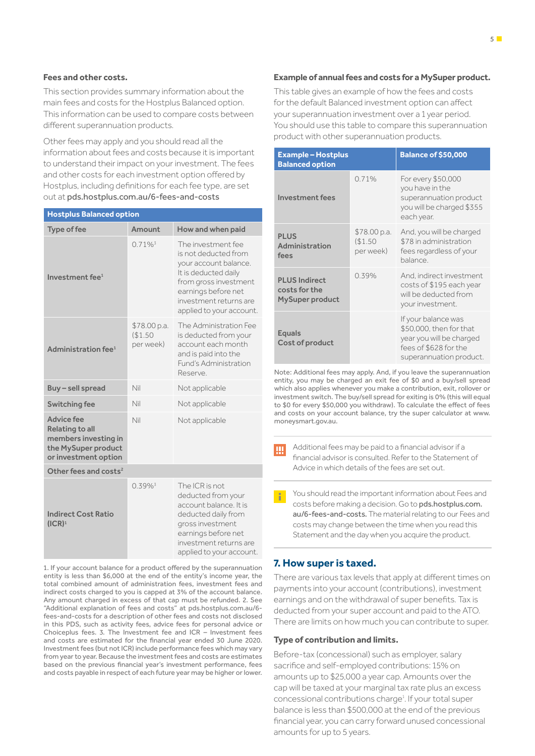**Fees and other costs.**

This section provides summary information about the main fees and costs for the Hostplus Balanced option. This information can be used to compare costs between different superannuation products.

Other fees may apply and you should read all the information about fees and costs because it is important to understand their impact on your investment. The fees and other costs for each investment option offered by Hostplus, including definitions for each fee type, are set out at **pds.hostplus.com.au/6-fees-and-costs**

| Hostplus Balanced option | | |
|---|---|---|
| **Type of fee** | **Amount** | **How and when paid** |
| **Investment fee**[1] | 0.71%[3] | The investment fee is not deducted from your account balance. It is deducted daily from gross investment earnings before net investment returns are applied to your account. |
| **Administration fee**[1] | $78.00 p.a. ($1.50 per week) | The Administration Fee is deducted from your account each month and is paid into the Fund's Administration Reserve. |
| **Buy – sell spread** | Nil | Not applicable |
| **Switching fee** | Nil | Not applicable |
| **Advice fee Relating to all members investing in the MySuper product or investment option** | Nil | Not applicable |
| **Other fees and costs**[2] | | |
| **Indirect Cost Ratio (ICR)**[1] | 0.39%[3] | The ICR is not deducted from your account balance. It is deducted daily from gross investment earnings before net investment returns are applied to your account. |

1. If your account balance for a product offered by the superannuation entity is less than $6,000 at the end of the entity's income year, the total combined amount of administration fees, investment fees and indirect costs charged to you is capped at 3% of the account balance. Any amount charged in excess of that cap must be refunded. 2. See "Additional explanation of fees and costs" at pds.hostplus.com.au/6-fees-and-costs for a description of other fees and costs not disclosed in this PDS, such as activity fees, advice fees for personal advice or Choiceplus fees. 3. The Investment fee and ICR – Investment fees and costs are estimated for the financial year ended 30 June 2020. Investment fees (but not ICR) include performance fees which may vary from year to year. Because the investment fees and costs are estimates based on the previous financial year's investment performance, fees and costs payable in respect of each future year may be higher or lower.

**Example of annual fees and costs for a MySuper product.**

This table gives an example of how the fees and costs for the default Balanced investment option can affect your superannuation investment over a 1 year period. You should use this table to compare this superannuation product with other superannuation products.

| Example – Hostplus Balanced option | | Balance of $50,000 |
|---|---|---|
| **Investment fees** | 0.71% | For every $50,000 you have in the superannuation product you will be charged $355 each year. |
| **PLUS Administration fees** | $78.00 p.a. ($1.50 per week) | And, you will be charged $78 in administration fees regardless of your balance. |
| **PLUS Indirect costs for the MySuper product** | 0.39% | And, indirect investment costs of $195 each year will be deducted from your investment. |
| **Equals Cost of product** | | If your balance was $50,000, then for that year you will be charged fees of $628 for the superannuation product. |

Note: Additional fees may apply. And, if you leave the superannuation entity, you may be charged an exit fee of $0 and a buy/sell spread which also applies whenever you make a contribution, exit, rollover or investment switch. The buy/sell spread for exiting is 0% (this will equal to $0 for every $50,000 you withdraw). To calculate the effect of fees and costs on your account balance, try the super calculator at www.moneysmart.gov.au.

Additional fees may be paid to a financial advisor if a financial advisor is consulted. Refer to the Statement of Advice in which details of the fees are set out.

You should read the important information about Fees and costs before making a decision. Go to **pds.hostplus.com.au/6-fees-and-costs.** The material relating to our Fees and costs may change between the time when you read this Statement and the day when you acquire the product.

## 7. How super is taxed.

There are various tax levels that apply at different times on payments into your account (contributions), investment earnings and on the withdrawal of super benefits. Tax is deducted from your super account and paid to the ATO. There are limits on how much you can contribute to super.

**Type of contribution and limits.**

Before-tax (concessional) such as employer, salary sacrifice and self-employed contributions: 15% on amounts up to $25,000 a year cap. Amounts over the cap will be taxed at your marginal tax rate plus an excess concessional contributions charge[1]. If your total super balance is less than $500,000 at the end of the previous financial year, you can carry forward unused concessional amounts for up to 5 years.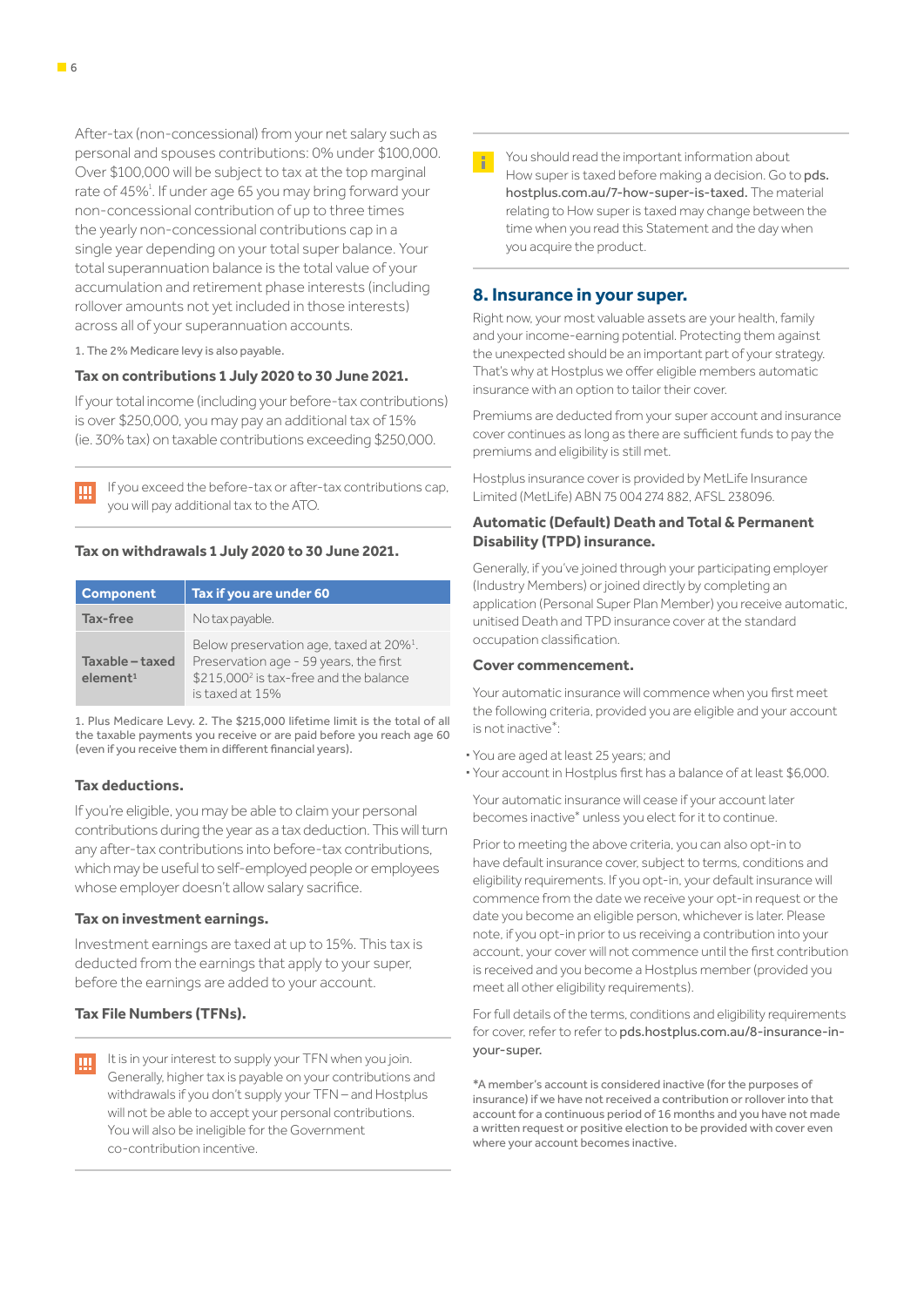After-tax (non-concessional) from your net salary such as personal and spouses contributions: 0% under $100,000. Over $100,000 will be subject to tax at the top marginal rate of 45%[1]. If under age 65 you may bring forward your non-concessional contribution of up to three times the yearly non-concessional contributions cap in a single year depending on your total super balance. Your total superannuation balance is the total value of your accumulation and retirement phase interests (including rollover amounts not yet included in those interests) across all of your superannuation accounts.

1. The 2% Medicare levy is also payable.

#### Tax on contributions 1 July 2020 to 30 June 2021.

If your total income (including your before-tax contributions) is over $250,000, you may pay an additional tax of 15% (ie. 30% tax) on taxable contributions exceeding $250,000.

If you exceed the before-tax or after-tax contributions cap, you will pay additional tax to the ATO.

#### Tax on withdrawals 1 July 2020 to 30 June 2021.

| Component | Tax if you are under 60 |
|---|---|
| Tax-free | No tax payable. |
| Taxable – taxed element[1] | Below preservation age, taxed at 20%[1]. Preservation age - 59 years, the first $215,000[2] is tax-free and the balance is taxed at 15% |

1. Plus Medicare Levy. 2. The $215,000 lifetime limit is the total of all the taxable payments you receive or are paid before you reach age 60 (even if you receive them in different financial years).

#### Tax deductions.

If you're eligible, you may be able to claim your personal contributions during the year as a tax deduction. This will turn any after-tax contributions into before-tax contributions, which may be useful to self-employed people or employees whose employer doesn't allow salary sacrifice.

#### Tax on investment earnings.

Investment earnings are taxed at up to 15%. This tax is deducted from the earnings that apply to your super, before the earnings are added to your account.

#### Tax File Numbers (TFNs).

It is in your interest to supply your TFN when you join. Generally, higher tax is payable on your contributions and withdrawals if you don't supply your TFN – and Hostplus will not be able to accept your personal contributions. You will also be ineligible for the Government co-contribution incentive.

You should read the important information about How super is taxed before making a decision. Go to **pds.hostplus.com.au/7-how-super-is-taxed.** The material relating to How super is taxed may change between the time when you read this Statement and the day when you acquire the product.

## 8. Insurance in your super.

Right now, your most valuable assets are your health, family and your income-earning potential. Protecting them against the unexpected should be an important part of your strategy. That's why at Hostplus we offer eligible members automatic insurance with an option to tailor their cover.

Premiums are deducted from your super account and insurance cover continues as long as there are sufficient funds to pay the premiums and eligibility is still met.

Hostplus insurance cover is provided by MetLife Insurance Limited (MetLife) ABN 75 004 274 882, AFSL 238096.

#### Automatic (Default) Death and Total & Permanent Disability (TPD) insurance.

Generally, if you've joined through your participating employer (Industry Members) or joined directly by completing an application (Personal Super Plan Member) you receive automatic, unitised Death and TPD insurance cover at the standard occupation classification.

#### Cover commencement.

Your automatic insurance will commence when you first meet the following criteria, provided you are eligible and your account is not inactive*:

- You are aged at least 25 years; and
- Your account in Hostplus first has a balance of at least $6,000.

Your automatic insurance will cease if your account later becomes inactive* unless you elect for it to continue.

Prior to meeting the above criteria, you can also opt-in to have default insurance cover, subject to terms, conditions and eligibility requirements. If you opt-in, your default insurance will commence from the date we receive your opt-in request or the date you become an eligible person, whichever is later. Please note, if you opt-in prior to us receiving a contribution into your account, your cover will not commence until the first contribution is received and you become a Hostplus member (provided you meet all other eligibility requirements).

For full details of the terms, conditions and eligibility requirements for cover, refer to refer to **pds.hostplus.com.au/8-insurance-in-your-super.**

*A member's account is considered inactive (for the purposes of insurance) if we have not received a contribution or rollover into that account for a continuous period of 16 months and you have not made a written request or positive election to be provided with cover even where your account becomes inactive.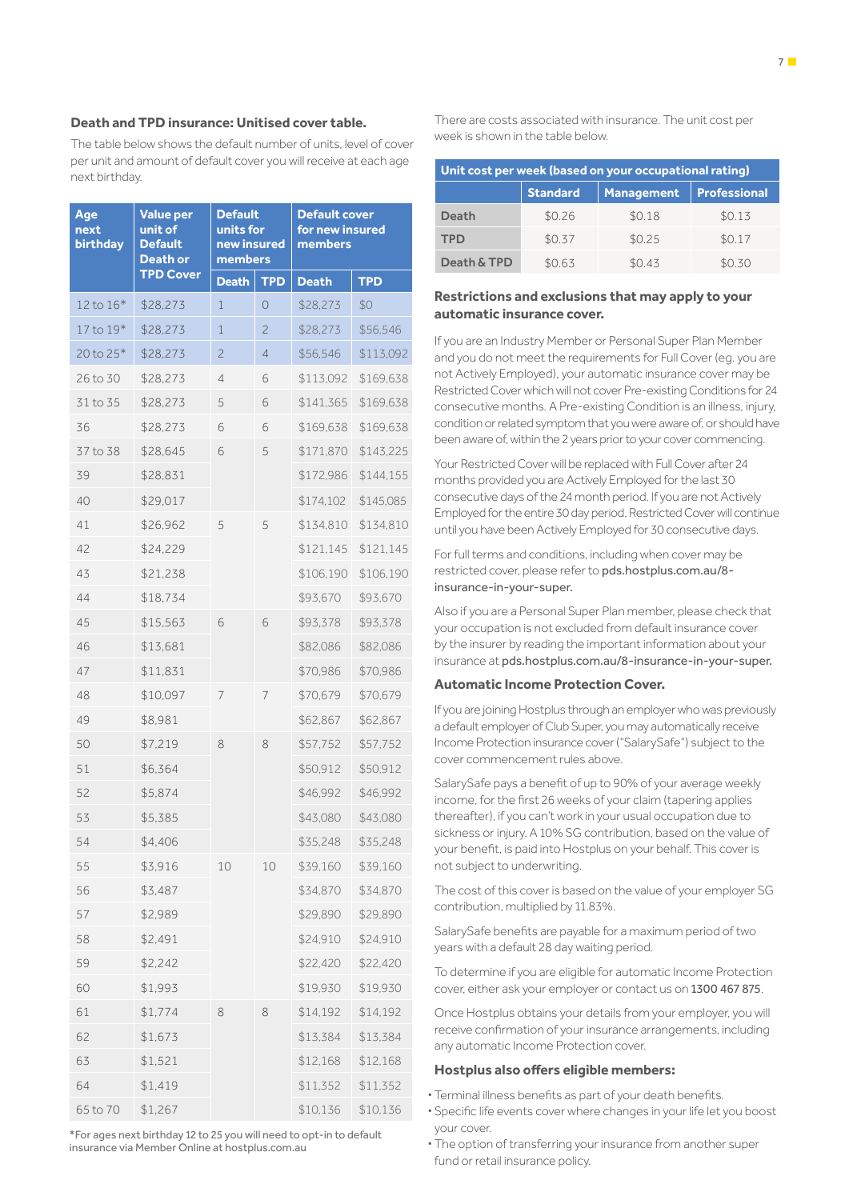### Death and TPD insurance: Unitised cover table.

The table below shows the default number of units, level of cover per unit and amount of default cover you will receive at each age next birthday.

| Age next birthday | Value per unit of Default Death or TPD Cover | Default units for new insured members | | Default cover for new insured members | |
|---|---|---|---|---|---|
| | | Death | TPD | Death | TPD |
| 12 to 16* | $28,273 | 1 | 0 | $28,273 | $0 |
| 17 to 19* | $28,273 | 1 | 2 | $28,273 | $56,546 |
| 20 to 25* | $28,273 | 2 | 4 | $56,546 | $113,092 |
| 26 to 30 | $28,273 | 4 | 6 | $113,092 | $169,638 |
| 31 to 35 | $28,273 | 5 | 6 | $141,365 | $169,638 |
| 36 | $28,273 | 6 | 6 | $169,638 | $169,638 |
| 37 to 38 | $28,645 | 6 | 5 | $171,870 | $143,225 |
| 39 | $28,831 | | | $172,986 | $144,155 |
| 40 | $29,017 | | | $174,102 | $145,085 |
| 41 | $26,962 | 5 | 5 | $134,810 | $134,810 |
| 42 | $24,229 | | | $121,145 | $121,145 |
| 43 | $21,238 | | | $106,190 | $106,190 |
| 44 | $18,734 | | | $93,670 | $93,670 |
| 45 | $15,563 | 6 | 6 | $93,378 | $93,378 |
| 46 | $13,681 | | | $82,086 | $82,086 |
| 47 | $11,831 | | | $70,986 | $70,986 |
| 48 | $10,097 | 7 | 7 | $70,679 | $70,679 |
| 49 | $8,981 | | | $62,867 | $62,867 |
| 50 | $7,219 | 8 | 8 | $57,752 | $57,752 |
| 51 | $6,364 | | | $50,912 | $50,912 |
| 52 | $5,874 | | | $46,992 | $46,992 |
| 53 | $5,385 | | | $43,080 | $43,080 |
| 54 | $4,406 | | | $35,248 | $35,248 |
| 55 | $3,916 | 10 | 10 | $39,160 | $39,160 |
| 56 | $3,487 | | | $34,870 | $34,870 |
| 57 | $2,989 | | | $29,890 | $29,890 |
| 58 | $2,491 | | | $24,910 | $24,910 |
| 59 | $2,242 | | | $22,420 | $22,420 |
| 60 | $1,993 | | | $19,930 | $19,930 |
| 61 | $1,774 | 8 | 8 | $14,192 | $14,192 |
| 62 | $1,673 | | | $13,384 | $13,384 |
| 63 | $1,521 | | | $12,168 | $12,168 |
| 64 | $1,419 | | | $11,352 | $11,352 |
| 65 to 70 | $1,267 | | | $10,136 | $10,136 |

*For ages next birthday 12 to 25 you will need to opt-in to default insurance via Member Online at hostplus.com.au

There are costs associated with insurance. The unit cost per week is shown in the table below.

| Unit cost per week (based on your occupational rating) | | | |
|---|---|---|---|
| | Standard | Management | Professional |
| Death | $0.26 | $0.18 | $0.13 |
| TPD | $0.37 | $0.25 | $0.17 |
| Death & TPD | $0.63 | $0.43 | $0.30 |

### Restrictions and exclusions that may apply to your automatic insurance cover.

If you are an Industry Member or Personal Super Plan Member and you do not meet the requirements for Full Cover (eg. you are not Actively Employed), your automatic insurance cover may be Restricted Cover which will not cover Pre-existing Conditions for 24 consecutive months. A Pre-existing Condition is an illness, injury, condition or related symptom that you were aware of, or should have been aware of, within the 2 years prior to your cover commencing.

Your Restricted Cover will be replaced with Full Cover after 24 months provided you are Actively Employed for the last 30 consecutive days of the 24 month period. If you are not Actively Employed for the entire 30 day period, Restricted Cover will continue until you have been Actively Employed for 30 consecutive days.

For full terms and conditions, including when cover may be restricted cover, please refer to pds.hostplus.com.au/8-insurance-in-your-super.

Also if you are a Personal Super Plan member, please check that your occupation is not excluded from default insurance cover by the insurer by reading the important information about your insurance at pds.hostplus.com.au/8-insurance-in-your-super.

### Automatic Income Protection Cover.

If you are joining Hostplus through an employer who was previously a default employer of Club Super, you may automatically receive Income Protection insurance cover ("SalarySafe") subject to the cover commencement rules above.

SalarySafe pays a benefit of up to 90% of your average weekly income, for the first 26 weeks of your claim (tapering applies thereafter), if you can't work in your usual occupation due to sickness or injury. A 10% SG contribution, based on the value of your benefit, is paid into Hostplus on your behalf. This cover is not subject to underwriting.

The cost of this cover is based on the value of your employer SG contribution, multiplied by 11.83%.

SalarySafe benefits are payable for a maximum period of two years with a default 28 day waiting period.

To determine if you are eligible for automatic Income Protection cover, either ask your employer or contact us on 1300 467 875.

Once Hostplus obtains your details from your employer, you will receive confirmation of your insurance arrangements, including any automatic Income Protection cover.

### Hostplus also offers eligible members:

- Terminal illness benefits as part of your death benefits.
- Specific life events cover where changes in your life let you boost your cover.
- The option of transferring your insurance from another super fund or retail insurance policy.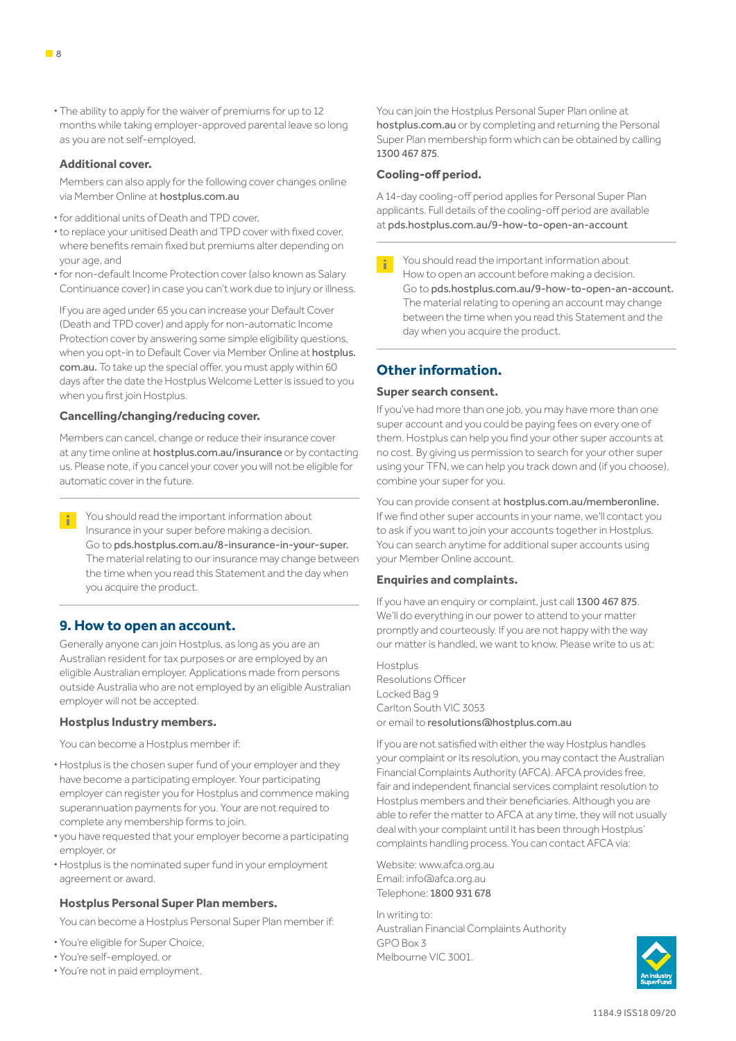- The ability to apply for the waiver of premiums for up to 12 months while taking employer-approved parental leave so long as you are not self-employed.

### Additional cover.

Members can also apply for the following cover changes online via Member Online at hostplus.com.au

- for additional units of Death and TPD cover,
- to replace your unitised Death and TPD cover with fixed cover, where benefits remain fixed but premiums alter depending on your age, and
- for non-default Income Protection cover (also known as Salary Continuance cover) in case you can't work due to injury or illness.

If you are aged under 65 you can increase your Default Cover (Death and TPD cover) and apply for non-automatic Income Protection cover by answering some simple eligibility questions, when you opt-in to Default Cover via Member Online at hostplus.com.au. To take up the special offer, you must apply within 60 days after the date the Hostplus Welcome Letter is issued to you when you first join Hostplus.

### Cancelling/changing/reducing cover.

Members can cancel, change or reduce their insurance cover at any time online at hostplus.com.au/insurance or by contacting us. Please note, if you cancel your cover you will not be eligible for automatic cover in the future.

You should read the important information about Insurance in your super before making a decision. Go to pds.hostplus.com.au/8-insurance-in-your-super. The material relating to our insurance may change between the time when you read this Statement and the day when you acquire the product.

## 9. How to open an account.

Generally anyone can join Hostplus, as long as you are an Australian resident for tax purposes or are employed by an eligible Australian employer. Applications made from persons outside Australia who are not employed by an eligible Australian employer will not be accepted.

### Hostplus Industry members.

You can become a Hostplus member if:

- Hostplus is the chosen super fund of your employer and they have become a participating employer. Your participating employer can register you for Hostplus and commence making superannuation payments for you. Your are not required to complete any membership forms to join.
- you have requested that your employer become a participating employer, or
- Hostplus is the nominated super fund in your employment agreement or award.

### Hostplus Personal Super Plan members.

You can become a Hostplus Personal Super Plan member if:

- You're eligible for Super Choice,
- You're self-employed, or
- You're not in paid employment.

You can join the Hostplus Personal Super Plan online at hostplus.com.au or by completing and returning the Personal Super Plan membership form which can be obtained by calling 1300 467 875.

### Cooling-off period.

A 14-day cooling-off period applies for Personal Super Plan applicants. Full details of the cooling-off period are available at pds.hostplus.com.au/9-how-to-open-an-account

You should read the important information about How to open an account before making a decision. Go to pds.hostplus.com.au/9-how-to-open-an-account. The material relating to opening an account may change between the time when you read this Statement and the day when you acquire the product.

## Other information.

### Super search consent.

If you've had more than one job, you may have more than one super account and you could be paying fees on every one of them. Hostplus can help you find your other super accounts at no cost. By giving us permission to search for your other super using your TFN, we can help you track down and (if you choose), combine your super for you.

You can provide consent at hostplus.com.au/memberonline. If we find other super accounts in your name, we'll contact you to ask if you want to join your accounts together in Hostplus. You can search anytime for additional super accounts using your Member Online account.

### Enquiries and complaints.

If you have an enquiry or complaint, just call 1300 467 875. We'll do everything in our power to attend to your matter promptly and courteously. If you are not happy with the way our matter is handled, we want to know. Please write to us at:

Hostplus
Resolutions Officer
Locked Bag 9
Carlton South VIC 3053
or email to resolutions@hostplus.com.au

If you are not satisfied with either the way Hostplus handles your complaint or its resolution, you may contact the Australian Financial Complaints Authority (AFCA). AFCA provides free, fair and independent financial services complaint resolution to Hostplus members and their beneficiaries. Although you are able to refer the matter to AFCA at any time, they will not usually deal with your complaint until it has been through Hostplus' complaints handling process. You can contact AFCA via:

Website: www.afca.org.au
Email: info@afca.org.au
Telephone: 1800 931 678

In writing to:
Australian Financial Complaints Authority
GPO Box 3
Melbourne VIC 3001.

An Industry SuperFund

1184.9 ISS18 09/20